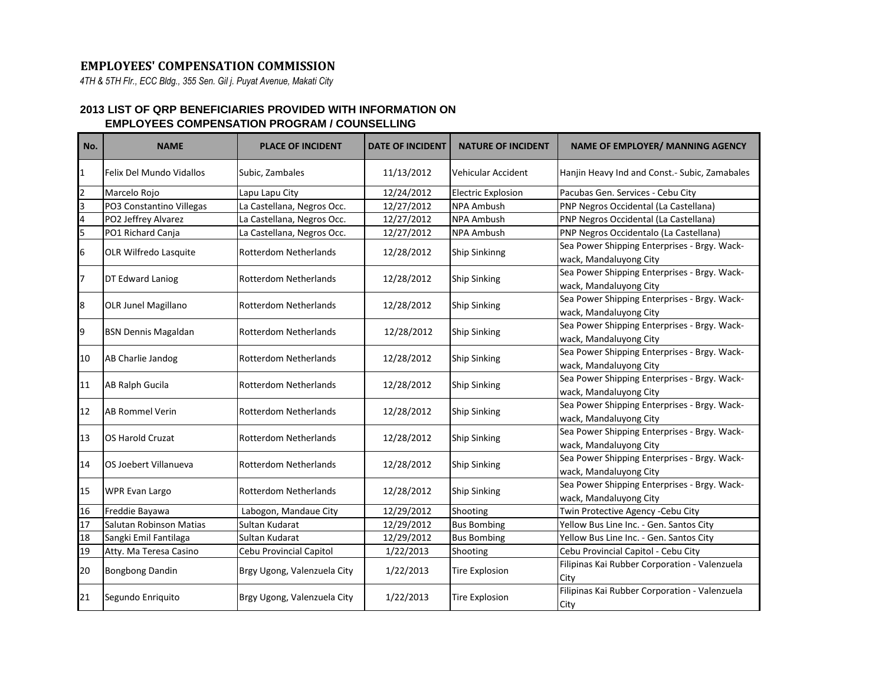# EMPLOYEES' COMPENSATION COMMISSION

*4TH & 5TH Flr., ECC Bldg., 355 Sen. Gil j. Puyat Avenue, Makati City*

## 2013 LIST OF QRP BENEFICIARIES PROVIDED WITH INFORMATION ON EMPLOYEES COMPENSATION PROGRAM / COUNSELLING

| No. | NAME | PLACE OF INCIDENT | DATE OF INCIDENT | NATURE OF INCIDENT | NAME OF EMPLOYER/ MANNING AGENCY |
|---|---|---|---|---|---|
| 1 | Felix Del Mundo Vidallos | Subic, Zambales | 11/13/2012 | Vehicular Accident | Hanjin Heavy Ind and Const.- Subic, Zamabales |
| 2 | Marcelo Rojo | Lapu Lapu City | 12/24/2012 | Electric Explosion | Pacubas Gen. Services - Cebu City |
| 3 | PO3 Constantino Villegas | La Castellana, Negros Occ. | 12/27/2012 | NPA Ambush | PNP Negros Occidental (La Castellana) |
| 4 | PO2 Jeffrey Alvarez | La Castellana, Negros Occ. | 12/27/2012 | NPA Ambush | PNP Negros Occidental (La Castellana) |
| 5 | PO1 Richard Canja | La Castellana, Negros Occ. | 12/27/2012 | NPA Ambush | PNP Negros Occidentalo (La Castellana) |
| 6 | OLR Wilfredo Lasquite | Rotterdom Netherlands | 12/28/2012 | Ship Sinkinng | Sea Power Shipping Enterprises - Brgy. Wack-wack, Mandaluyong City |
| 7 | DT Edward Laniog | Rotterdom Netherlands | 12/28/2012 | Ship Sinking | Sea Power Shipping Enterprises - Brgy. Wack-wack, Mandaluyong City |
| 8 | OLR Junel Magillano | Rotterdom Netherlands | 12/28/2012 | Ship Sinking | Sea Power Shipping Enterprises - Brgy. Wack-wack, Mandaluyong City |
| 9 | BSN Dennis Magaldan | Rotterdom Netherlands | 12/28/2012 | Ship Sinking | Sea Power Shipping Enterprises - Brgy. Wack-wack, Mandaluyong City |
| 10 | AB Charlie Jandog | Rotterdom Netherlands | 12/28/2012 | Ship Sinking | Sea Power Shipping Enterprises - Brgy. Wack-wack, Mandaluyong City |
| 11 | AB Ralph Gucila | Rotterdom Netherlands | 12/28/2012 | Ship Sinking | Sea Power Shipping Enterprises - Brgy. Wack-wack, Mandaluyong City |
| 12 | AB Rommel Verin | Rotterdom Netherlands | 12/28/2012 | Ship Sinking | Sea Power Shipping Enterprises - Brgy. Wack-wack, Mandaluyong City |
| 13 | OS Harold Cruzat | Rotterdom Netherlands | 12/28/2012 | Ship Sinking | Sea Power Shipping Enterprises - Brgy. Wack-wack, Mandaluyong City |
| 14 | OS Joebert Villanueva | Rotterdom Netherlands | 12/28/2012 | Ship Sinking | Sea Power Shipping Enterprises - Brgy. Wack-wack, Mandaluyong City |
| 15 | WPR Evan Largo | Rotterdom Netherlands | 12/28/2012 | Ship Sinking | Sea Power Shipping Enterprises - Brgy. Wack-wack, Mandaluyong City |
| 16 | Freddie Bayawa | Labogon, Mandaue City | 12/29/2012 | Shooting | Twin Protective Agency -Cebu City |
| 17 | Salutan Robinson Matias | Sultan Kudarat | 12/29/2012 | Bus Bombing | Yellow Bus Line Inc. - Gen. Santos City |
| 18 | Sangki Emil Fantilaga | Sultan Kudarat | 12/29/2012 | Bus Bombing | Yellow Bus Line Inc. - Gen. Santos City |
| 19 | Atty. Ma Teresa Casino | Cebu Provincial Capitol | 1/22/2013 | Shooting | Cebu Provincial Capitol - Cebu City |
| 20 | Bongbong Dandin | Brgy Ugong, Valenzuela City | 1/22/2013 | Tire Explosion | Filipinas Kai Rubber Corporation - Valenzuela City |
| 21 | Segundo Enriquito | Brgy Ugong, Valenzuela City | 1/22/2013 | Tire Explosion | Filipinas Kai Rubber Corporation - Valenzuela City |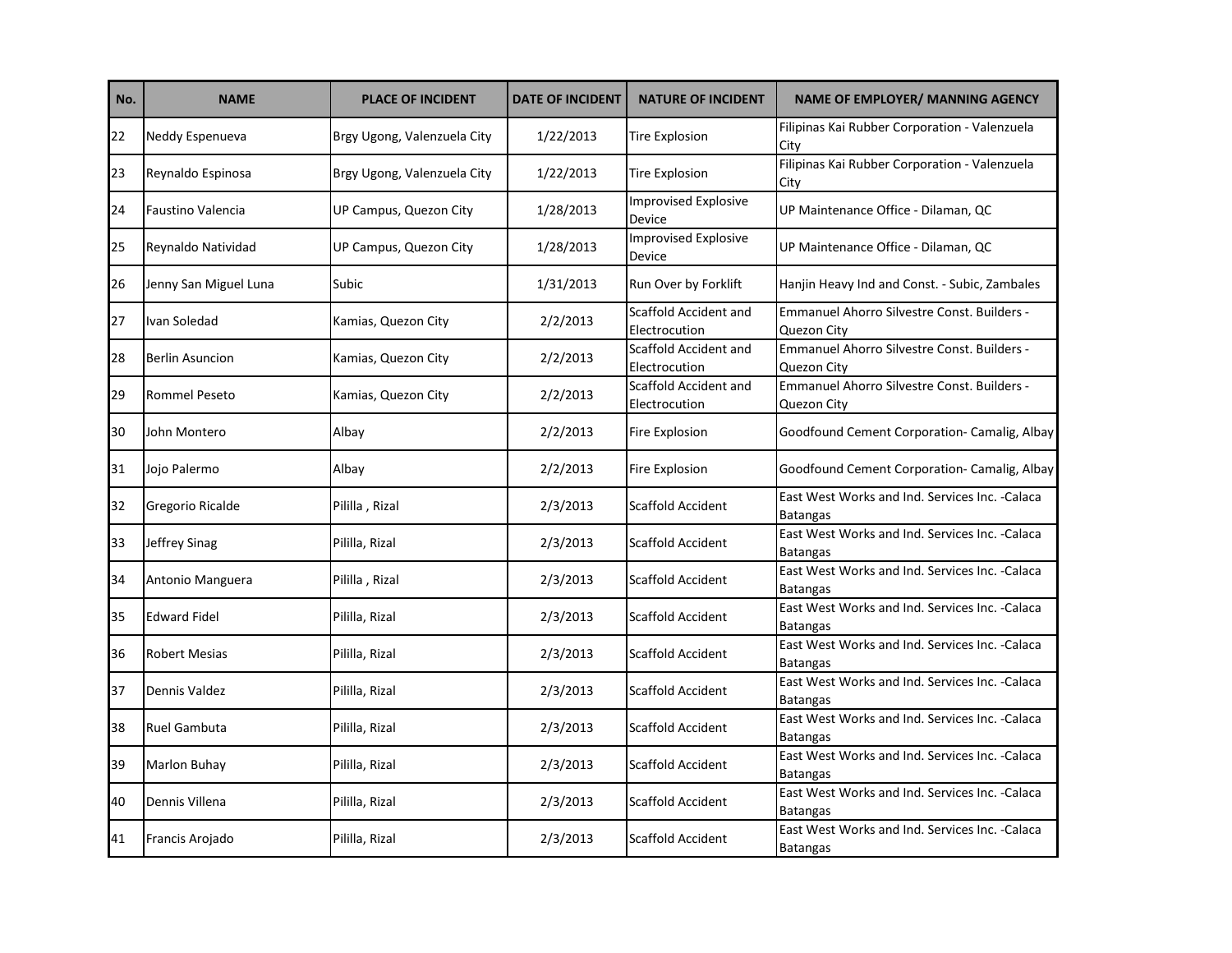| No. | NAME | PLACE OF INCIDENT | DATE OF INCIDENT | NATURE OF INCIDENT | NAME OF EMPLOYER/ MANNING AGENCY |
| --- | --- | --- | --- | --- | --- |
| 22 | Neddy Espenueva | Brgy Ugong, Valenzuela City | 1/22/2013 | Tire Explosion | Filipinas Kai Rubber Corporation - Valenzuela City |
| 23 | Reynaldo Espinosa | Brgy Ugong, Valenzuela City | 1/22/2013 | Tire Explosion | Filipinas Kai Rubber Corporation - Valenzuela City |
| 24 | Faustino Valencia | UP Campus, Quezon City | 1/28/2013 | Improvised Explosive Device | UP Maintenance Office - Dilaman, QC |
| 25 | Reynaldo Natividad | UP Campus, Quezon City | 1/28/2013 | Improvised Explosive Device | UP Maintenance Office - Dilaman, QC |
| 26 | Jenny San Miguel Luna | Subic | 1/31/2013 | Run Over by Forklift | Hanjin Heavy Ind and Const. - Subic, Zambales |
| 27 | Ivan Soledad | Kamias, Quezon City | 2/2/2013 | Scaffold Accident and Electrocution | Emmanuel Ahorro Silvestre Const. Builders - Quezon City |
| 28 | Berlin Asuncion | Kamias, Quezon City | 2/2/2013 | Scaffold Accident and Electrocution | Emmanuel Ahorro Silvestre Const. Builders - Quezon City |
| 29 | Rommel Peseto | Kamias, Quezon City | 2/2/2013 | Scaffold Accident and Electrocution | Emmanuel Ahorro Silvestre Const. Builders - Quezon City |
| 30 | John Montero | Albay | 2/2/2013 | Fire Explosion | Goodfound Cement Corporation- Camalig, Albay |
| 31 | Jojo Palermo | Albay | 2/2/2013 | Fire Explosion | Goodfound Cement Corporation- Camalig, Albay |
| 32 | Gregorio Ricalde | Pililla , Rizal | 2/3/2013 | Scaffold Accident | East West Works and Ind. Services Inc. -Calaca Batangas |
| 33 | Jeffrey Sinag | Pililla, Rizal | 2/3/2013 | Scaffold Accident | East West Works and Ind. Services Inc. -Calaca Batangas |
| 34 | Antonio Manguera | Pililla , Rizal | 2/3/2013 | Scaffold Accident | East West Works and Ind. Services Inc. -Calaca Batangas |
| 35 | Edward Fidel | Pililla, Rizal | 2/3/2013 | Scaffold Accident | East West Works and Ind. Services Inc. -Calaca Batangas |
| 36 | Robert Mesias | Pililla, Rizal | 2/3/2013 | Scaffold Accident | East West Works and Ind. Services Inc. -Calaca Batangas |
| 37 | Dennis Valdez | Pililla, Rizal | 2/3/2013 | Scaffold Accident | East West Works and Ind. Services Inc. -Calaca Batangas |
| 38 | Ruel Gambuta | Pililla, Rizal | 2/3/2013 | Scaffold Accident | East West Works and Ind. Services Inc. -Calaca Batangas |
| 39 | Marlon Buhay | Pililla, Rizal | 2/3/2013 | Scaffold Accident | East West Works and Ind. Services Inc. -Calaca Batangas |
| 40 | Dennis Villena | Pililla, Rizal | 2/3/2013 | Scaffold Accident | East West Works and Ind. Services Inc. -Calaca Batangas |
| 41 | Francis Arojado | Pililla, Rizal | 2/3/2013 | Scaffold Accident | East West Works and Ind. Services Inc. -Calaca Batangas |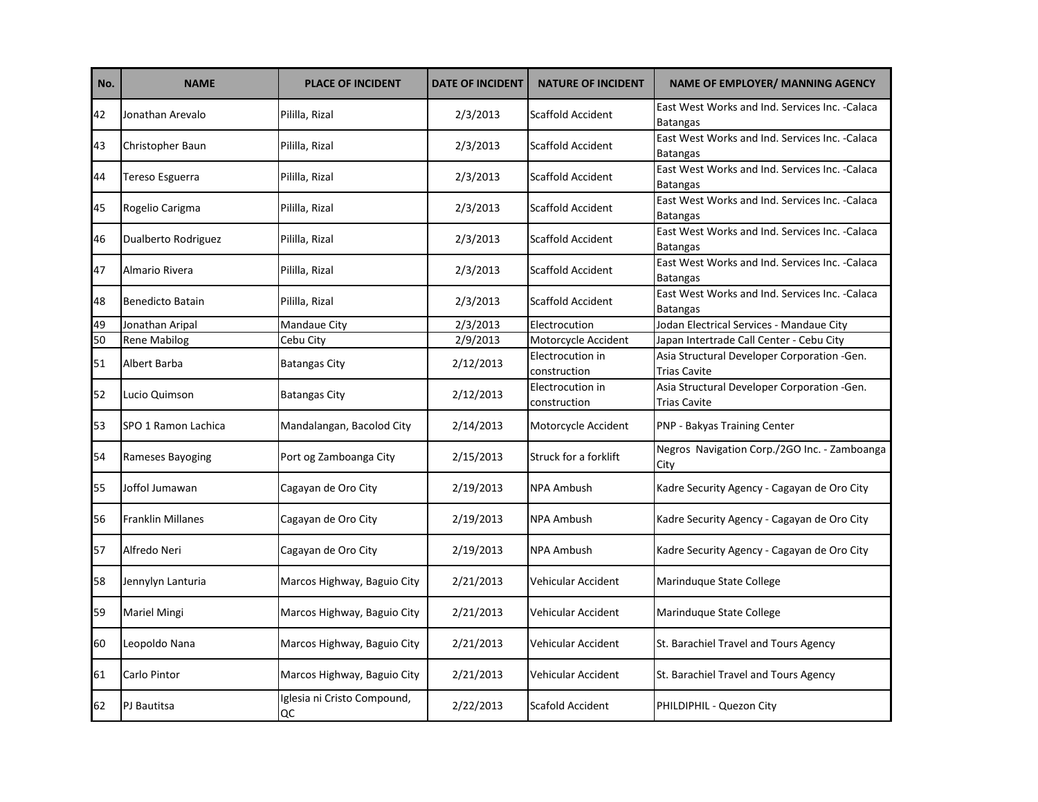| No. | NAME | PLACE OF INCIDENT | DATE OF INCIDENT | NATURE OF INCIDENT | NAME OF EMPLOYER/ MANNING AGENCY |
|---|---|---|---|---|---|
| 42 | Jonathan Arevalo | Pililla, Rizal | 2/3/2013 | Scaffold Accident | East West Works and Ind. Services Inc. -Calaca Batangas |
| 43 | Christopher Baun | Pililla, Rizal | 2/3/2013 | Scaffold Accident | East West Works and Ind. Services Inc. -Calaca Batangas |
| 44 | Tereso Esguerra | Pililla, Rizal | 2/3/2013 | Scaffold Accident | East West Works and Ind. Services Inc. -Calaca Batangas |
| 45 | Rogelio Carigma | Pililla, Rizal | 2/3/2013 | Scaffold Accident | East West Works and Ind. Services Inc. -Calaca Batangas |
| 46 | Dualberto Rodriguez | Pililla, Rizal | 2/3/2013 | Scaffold Accident | East West Works and Ind. Services Inc. -Calaca Batangas |
| 47 | Almario Rivera | Pililla, Rizal | 2/3/2013 | Scaffold Accident | East West Works and Ind. Services Inc. -Calaca Batangas |
| 48 | Benedicto Batain | Pililla, Rizal | 2/3/2013 | Scaffold Accident | East West Works and Ind. Services Inc. -Calaca Batangas |
| 49 | Jonathan Aripal | Mandaue City | 2/3/2013 | Electrocution | Jodan Electrical Services - Mandaue City |
| 50 | Rene Mabilog | Cebu City | 2/9/2013 | Motorcycle Accident | Japan Intertrade Call Center - Cebu City |
| 51 | Albert Barba | Batangas City | 2/12/2013 | Electrocution in construction | Asia Structural Developer Corporation -Gen. Trias Cavite |
| 52 | Lucio Quimson | Batangas City | 2/12/2013 | Electrocution in construction | Asia Structural Developer Corporation -Gen. Trias Cavite |
| 53 | SPO 1 Ramon Lachica | Mandalangan, Bacolod City | 2/14/2013 | Motorcycle Accident | PNP - Bakyas Training Center |
| 54 | Rameses Bayoging | Port og Zamboanga City | 2/15/2013 | Struck for a forklift | Negros Navigation Corp./2GO Inc. - Zamboanga City |
| 55 | Joffol Jumawan | Cagayan de Oro City | 2/19/2013 | NPA Ambush | Kadre Security Agency - Cagayan de Oro City |
| 56 | Franklin Millanes | Cagayan de Oro City | 2/19/2013 | NPA Ambush | Kadre Security Agency - Cagayan de Oro City |
| 57 | Alfredo Neri | Cagayan de Oro City | 2/19/2013 | NPA Ambush | Kadre Security Agency - Cagayan de Oro City |
| 58 | Jennylyn Lanturia | Marcos Highway, Baguio City | 2/21/2013 | Vehicular Accident | Marinduque State College |
| 59 | Mariel Mingi | Marcos Highway, Baguio City | 2/21/2013 | Vehicular Accident | Marinduque State College |
| 60 | Leopoldo Nana | Marcos Highway, Baguio City | 2/21/2013 | Vehicular Accident | St. Barachiel Travel and Tours Agency |
| 61 | Carlo Pintor | Marcos Highway, Baguio City | 2/21/2013 | Vehicular Accident | St. Barachiel Travel and Tours Agency |
| 62 | PJ Bautitsa | Iglesia ni Cristo Compound, QC | 2/22/2013 | Scafold Accident | PHILDIPHIL - Quezon City |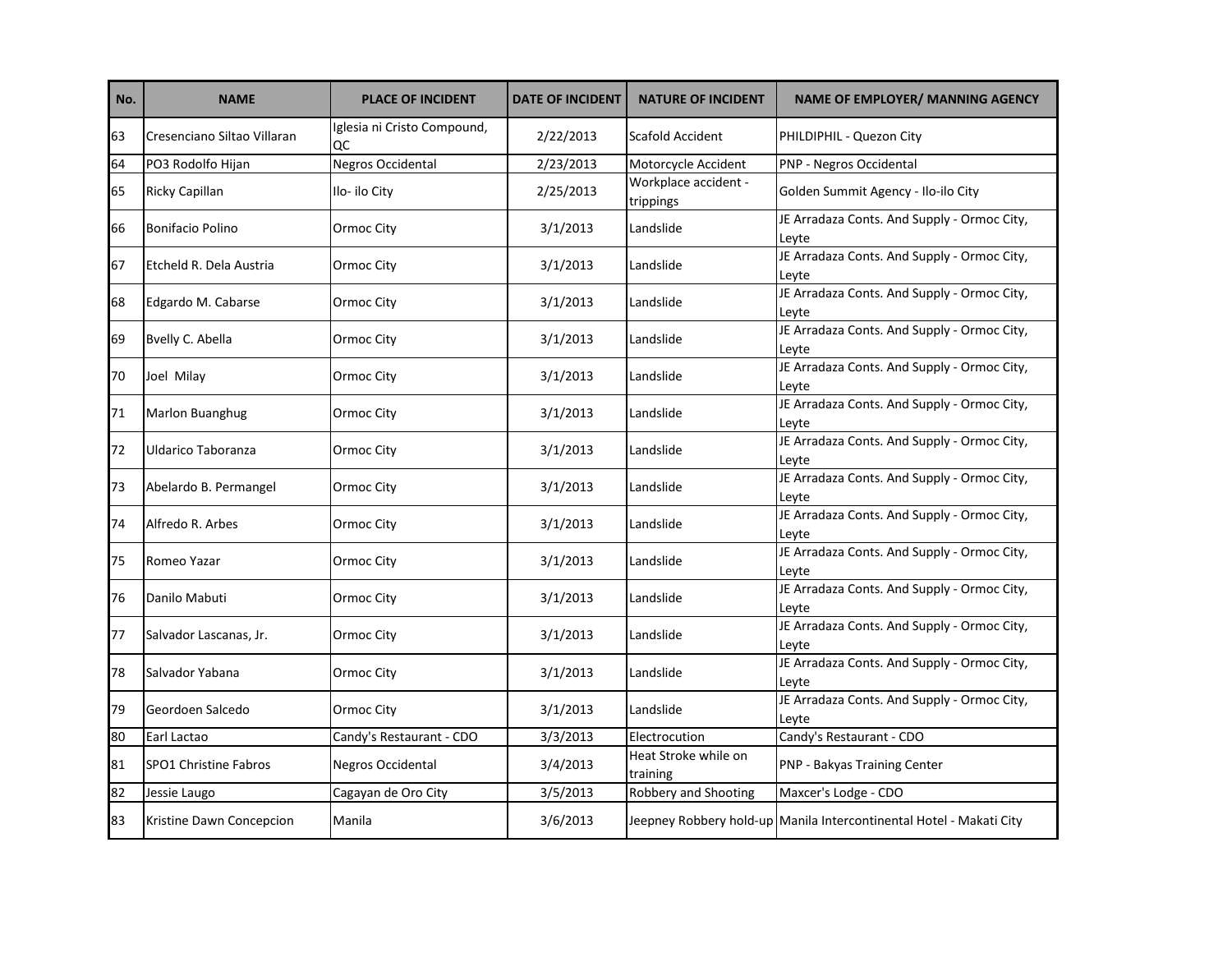| No. | NAME | PLACE OF INCIDENT | DATE OF INCIDENT | NATURE OF INCIDENT | NAME OF EMPLOYER/ MANNING AGENCY |
|---|---|---|---|---|---|
| 63 | Cresenciano Siltao Villaran | Iglesia ni Cristo Compound, QC | 2/22/2013 | Scafold Accident | PHILDIPHIL - Quezon City |
| 64 | PO3 Rodolfo Hijan | Negros Occidental | 2/23/2013 | Motorcycle Accident | PNP - Negros Occidental |
| 65 | Ricky Capillan | Ilo- ilo City | 2/25/2013 | Workplace accident - trippings | Golden Summit Agency - Ilo-ilo City |
| 66 | Bonifacio Polino | Ormoc City | 3/1/2013 | Landslide | JE Arradaza Conts. And Supply - Ormoc City, Leyte |
| 67 | Etcheld R. Dela Austria | Ormoc City | 3/1/2013 | Landslide | JE Arradaza Conts. And Supply - Ormoc City, Leyte |
| 68 | Edgardo M. Cabarse | Ormoc City | 3/1/2013 | Landslide | JE Arradaza Conts. And Supply - Ormoc City, Leyte |
| 69 | Bvelly C. Abella | Ormoc City | 3/1/2013 | Landslide | JE Arradaza Conts. And Supply - Ormoc City, Leyte |
| 70 | Joel Milay | Ormoc City | 3/1/2013 | Landslide | JE Arradaza Conts. And Supply - Ormoc City, Leyte |
| 71 | Marlon Buanghug | Ormoc City | 3/1/2013 | Landslide | JE Arradaza Conts. And Supply - Ormoc City, Leyte |
| 72 | Uldarico Taboranza | Ormoc City | 3/1/2013 | Landslide | JE Arradaza Conts. And Supply - Ormoc City, Leyte |
| 73 | Abelardo B. Permangel | Ormoc City | 3/1/2013 | Landslide | JE Arradaza Conts. And Supply - Ormoc City, Leyte |
| 74 | Alfredo R. Arbes | Ormoc City | 3/1/2013 | Landslide | JE Arradaza Conts. And Supply - Ormoc City, Leyte |
| 75 | Romeo Yazar | Ormoc City | 3/1/2013 | Landslide | JE Arradaza Conts. And Supply - Ormoc City, Leyte |
| 76 | Danilo Mabuti | Ormoc City | 3/1/2013 | Landslide | JE Arradaza Conts. And Supply - Ormoc City, Leyte |
| 77 | Salvador Lascanas, Jr. | Ormoc City | 3/1/2013 | Landslide | JE Arradaza Conts. And Supply - Ormoc City, Leyte |
| 78 | Salvador Yabana | Ormoc City | 3/1/2013 | Landslide | JE Arradaza Conts. And Supply - Ormoc City, Leyte |
| 79 | Geordoen Salcedo | Ormoc City | 3/1/2013 | Landslide | JE Arradaza Conts. And Supply - Ormoc City, Leyte |
| 80 | Earl Lactao | Candy's Restaurant - CDO | 3/3/2013 | Electrocution | Candy's Restaurant - CDO |
| 81 | SPO1 Christine Fabros | Negros Occidental | 3/4/2013 | Heat Stroke while on training | PNP - Bakyas Training Center |
| 82 | Jessie Laugo | Cagayan de Oro City | 3/5/2013 | Robbery and Shooting | Maxcer's Lodge - CDO |
| 83 | Kristine Dawn Concepcion | Manila | 3/6/2013 | Jeepney Robbery hold-up | Manila Intercontinental Hotel - Makati City |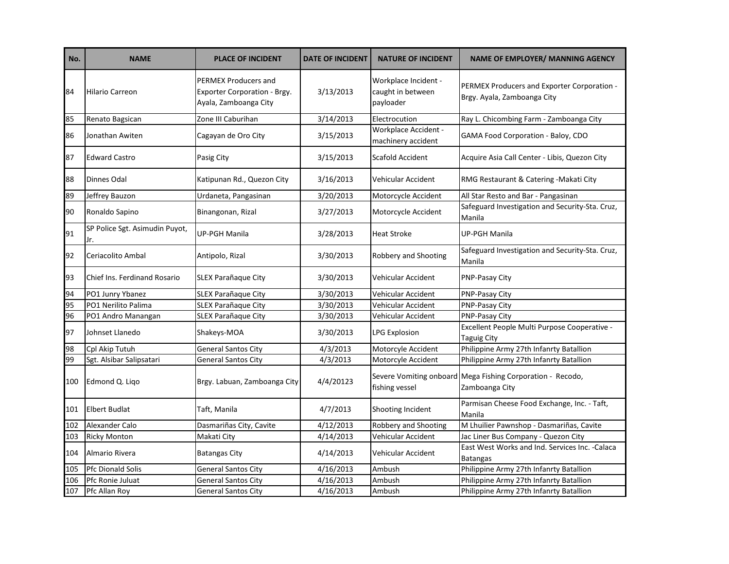| No. | NAME | PLACE OF INCIDENT | DATE OF INCIDENT | NATURE OF INCIDENT | NAME OF EMPLOYER/ MANNING AGENCY |
|---|---|---|---|---|---|
| 84 | Hilario Carreon | PERMEX Producers and Exporter Corporation - Brgy. Ayala, Zamboanga City | 3/13/2013 | Workplace Incident - caught in between payloader | PERMEX Producers and Exporter Corporation - Brgy. Ayala, Zamboanga City |
| 85 | Renato Bagsican | Zone III Caburihan | 3/14/2013 | Electrocution | Ray L. Chicombing Farm - Zamboanga City |
| 86 | Jonathan Awiten | Cagayan de Oro City | 3/15/2013 | Workplace Accident - machinery accident | GAMA Food Corporation - Baloy, CDO |
| 87 | Edward Castro | Pasig City | 3/15/2013 | Scafold Accident | Acquire Asia Call Center - Libis, Quezon City |
| 88 | Dinnes Odal | Katipunan Rd., Quezon City | 3/16/2013 | Vehicular Accident | RMG Restaurant & Catering -Makati City |
| 89 | Jeffrey Bauzon | Urdaneta, Pangasinan | 3/20/2013 | Motorcycle Accident | All Star Resto and Bar - Pangasinan |
| 90 | Ronaldo Sapino | Binangonan, Rizal | 3/27/2013 | Motorcycle Accident | Safeguard Investigation and Security-Sta. Cruz, Manila |
| 91 | SP Police Sgt. Asimudin Puyot, Jr. | UP-PGH Manila | 3/28/2013 | Heat Stroke | UP-PGH Manila |
| 92 | Ceriacolito Ambal | Antipolo, Rizal | 3/30/2013 | Robbery and Shooting | Safeguard Investigation and Security-Sta. Cruz, Manila |
| 93 | Chief Ins. Ferdinand Rosario | SLEX Parañaque City | 3/30/2013 | Vehicular Accident | PNP-Pasay City |
| 94 | PO1 Junry Ybanez | SLEX Parañaque City | 3/30/2013 | Vehicular Accident | PNP-Pasay City |
| 95 | PO1 Nerilito Palima | SLEX Parañaque City | 3/30/2013 | Vehicular Accident | PNP-Pasay City |
| 96 | PO1 Andro Manangan | SLEX Parañaque City | 3/30/2013 | Vehicular Accident | PNP-Pasay City |
| 97 | Johnset Llanedo | Shakeys-MOA | 3/30/2013 | LPG Explosion | Excellent People Multi Purpose Cooperative - Taguig City |
| 98 | Cpl Akip Tutuh | General Santos City | 4/3/2013 | Motorcyle Accident | Philippine Army 27th Infanrty Batallion |
| 99 | Sgt. Alsibar Salipsatari | General Santos City | 4/3/2013 | Motorcyle Accident | Philippine Army 27th Infanrty Batallion |
| 100 | Edmond Q. Liqo | Brgy. Labuan, Zamboanga City | 4/4/20123 | Severe Vomiting onboard fishing vessel | Mega Fishing Corporation - Recodo, Zamboanga City |
| 101 | Elbert Budlat | Taft, Manila | 4/7/2013 | Shooting Incident | Parmisan Cheese Food Exchange, Inc. - Taft, Manila |
| 102 | Alexander Calo | Dasmariñas City, Cavite | 4/12/2013 | Robbery and Shooting | M Lhuilier Pawnshop - Dasmariñas, Cavite |
| 103 | Ricky Monton | Makati City | 4/14/2013 | Vehicular Accident | Jac Liner Bus Company - Quezon City |
| 104 | Almario Rivera | Batangas City | 4/14/2013 | Vehicular Accident | East West Works and Ind. Services Inc. -Calaca Batangas |
| 105 | Pfc Dionald Solis | General Santos City | 4/16/2013 | Ambush | Philippine Army 27th Infanrty Batallion |
| 106 | Pfc Ronie Juluat | General Santos City | 4/16/2013 | Ambush | Philippine Army 27th Infanrty Batallion |
| 107 | Pfc Allan Roy | General Santos City | 4/16/2013 | Ambush | Philippine Army 27th Infanrty Batallion |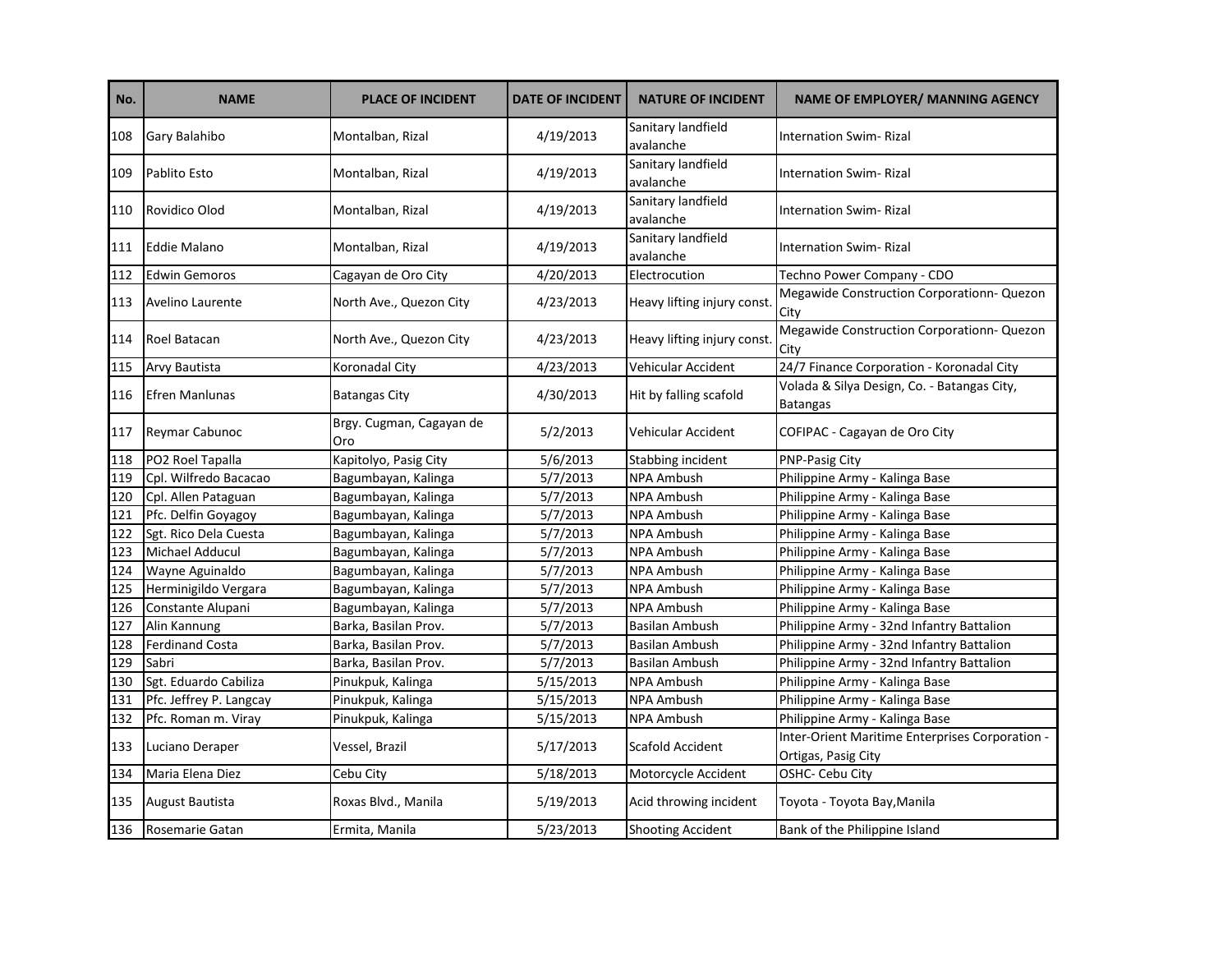| No. | NAME | PLACE OF INCIDENT | DATE OF INCIDENT | NATURE OF INCIDENT | NAME OF EMPLOYER/ MANNING AGENCY |
|---|---|---|---|---|---|
| 108 | Gary Balahibo | Montalban, Rizal | 4/19/2013 | Sanitary landfield avalanche | Internation Swim- Rizal |
| 109 | Pablito Esto | Montalban, Rizal | 4/19/2013 | Sanitary landfield avalanche | Internation Swim- Rizal |
| 110 | Rovidico Olod | Montalban, Rizal | 4/19/2013 | Sanitary landfield avalanche | Internation Swim- Rizal |
| 111 | Eddie Malano | Montalban, Rizal | 4/19/2013 | Sanitary landfield avalanche | Internation Swim- Rizal |
| 112 | Edwin Gemoros | Cagayan de Oro City | 4/20/2013 | Electrocution | Techno Power Company - CDO |
| 113 | Avelino Laurente | North Ave., Quezon City | 4/23/2013 | Heavy lifting injury const. | Megawide Construction Corporationn- Quezon City |
| 114 | Roel Batacan | North Ave., Quezon City | 4/23/2013 | Heavy lifting injury const. | Megawide Construction Corporationn- Quezon City |
| 115 | Arvy Bautista | Koronadal City | 4/23/2013 | Vehicular Accident | 24/7 Finance Corporation - Koronadal City |
| 116 | Efren Manlunas | Batangas City | 4/30/2013 | Hit by falling scafold | Volada & Silya Design, Co. - Batangas City, Batangas |
| 117 | Reymar Cabunoc | Brgy. Cugman, Cagayan de Oro | 5/2/2013 | Vehicular Accident | COFIPAC - Cagayan de Oro City |
| 118 | PO2 Roel Tapalla | Kapitolyo, Pasig City | 5/6/2013 | Stabbing incident | PNP-Pasig City |
| 119 | Cpl. Wilfredo Bacacao | Bagumbayan, Kalinga | 5/7/2013 | NPA Ambush | Philippine Army - Kalinga Base |
| 120 | Cpl. Allen Pataguan | Bagumbayan, Kalinga | 5/7/2013 | NPA Ambush | Philippine Army - Kalinga Base |
| 121 | Pfc. Delfin Goyagoy | Bagumbayan, Kalinga | 5/7/2013 | NPA Ambush | Philippine Army - Kalinga Base |
| 122 | Sgt. Rico Dela Cuesta | Bagumbayan, Kalinga | 5/7/2013 | NPA Ambush | Philippine Army - Kalinga Base |
| 123 | Michael Adducul | Bagumbayan, Kalinga | 5/7/2013 | NPA Ambush | Philippine Army - Kalinga Base |
| 124 | Wayne Aguinaldo | Bagumbayan, Kalinga | 5/7/2013 | NPA Ambush | Philippine Army - Kalinga Base |
| 125 | Herminigildo Vergara | Bagumbayan, Kalinga | 5/7/2013 | NPA Ambush | Philippine Army - Kalinga Base |
| 126 | Constante Alupani | Bagumbayan, Kalinga | 5/7/2013 | NPA Ambush | Philippine Army - Kalinga Base |
| 127 | Alin Kannung | Barka, Basilan Prov. | 5/7/2013 | Basilan Ambush | Philippine Army - 32nd Infantry Battalion |
| 128 | Ferdinand Costa | Barka, Basilan Prov. | 5/7/2013 | Basilan Ambush | Philippine Army - 32nd Infantry Battalion |
| 129 | Sabri | Barka, Basilan Prov. | 5/7/2013 | Basilan Ambush | Philippine Army - 32nd Infantry Battalion |
| 130 | Sgt. Eduardo Cabiliza | Pinukpuk, Kalinga | 5/15/2013 | NPA Ambush | Philippine Army - Kalinga Base |
| 131 | Pfc. Jeffrey P. Langcay | Pinukpuk, Kalinga | 5/15/2013 | NPA Ambush | Philippine Army - Kalinga Base |
| 132 | Pfc. Roman m. Viray | Pinukpuk, Kalinga | 5/15/2013 | NPA Ambush | Philippine Army - Kalinga Base |
| 133 | Luciano Deraper | Vessel, Brazil | 5/17/2013 | Scafold Accident | Inter-Orient Maritime Enterprises Corporation - Ortigas, Pasig City |
| 134 | Maria Elena Diez | Cebu City | 5/18/2013 | Motorcycle Accident | OSHC- Cebu City |
| 135 | August Bautista | Roxas Blvd., Manila | 5/19/2013 | Acid throwing incident | Toyota - Toyota Bay,Manila |
| 136 | Rosemarie Gatan | Ermita, Manila | 5/23/2013 | Shooting Accident | Bank of the Philippine Island |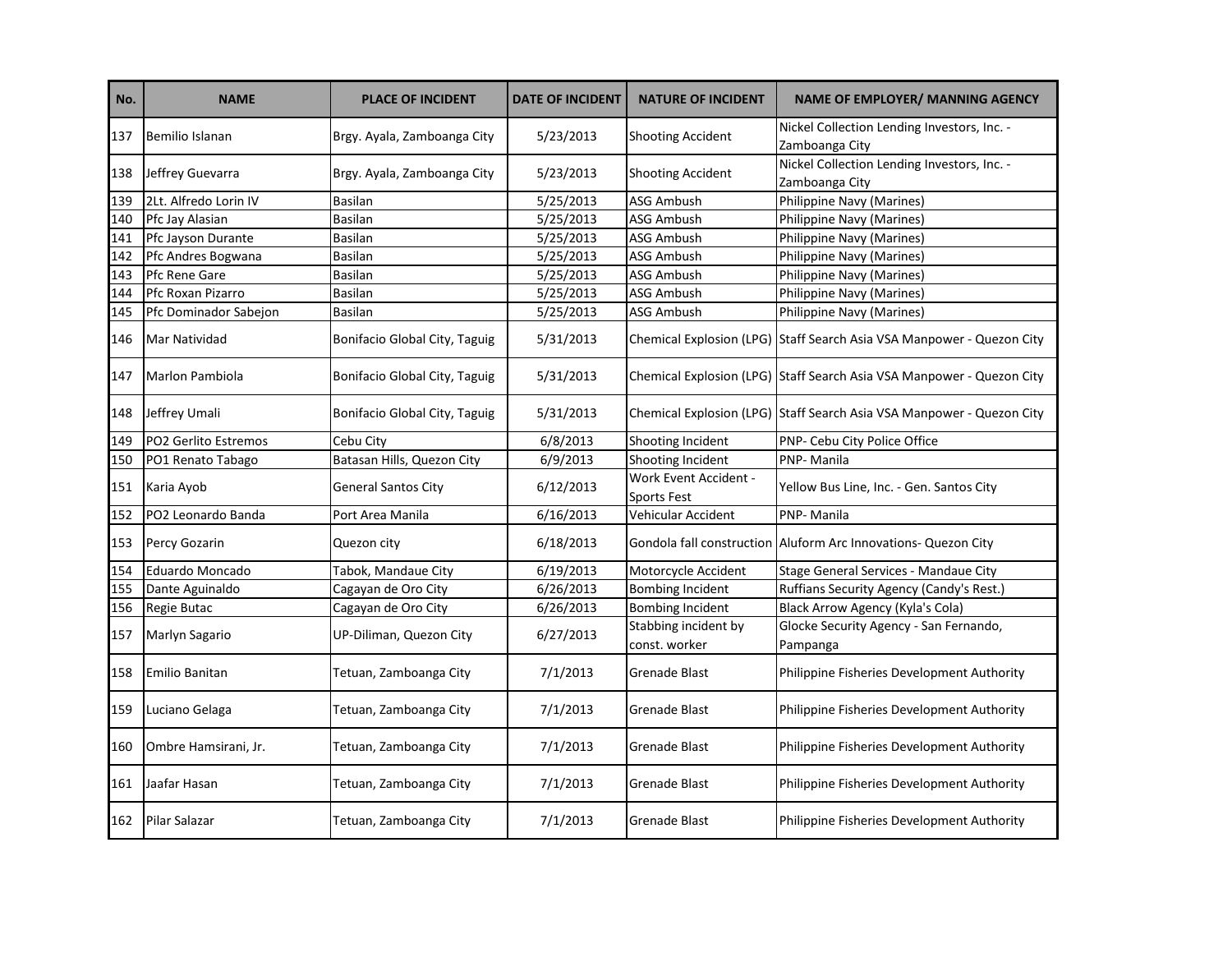| No. | NAME | PLACE OF INCIDENT | DATE OF INCIDENT | NATURE OF INCIDENT | NAME OF EMPLOYER/ MANNING AGENCY |
|---|---|---|---|---|---|
| 137 | Bemilio Islanan | Brgy. Ayala, Zamboanga City | 5/23/2013 | Shooting Accident | Nickel Collection Lending Investors, Inc. - Zamboanga City |
| 138 | Jeffrey Guevarra | Brgy. Ayala, Zamboanga City | 5/23/2013 | Shooting Accident | Nickel Collection Lending Investors, Inc. - Zamboanga City |
| 139 | 2Lt. Alfredo Lorin IV | Basilan | 5/25/2013 | ASG Ambush | Philippine Navy (Marines) |
| 140 | Pfc Jay Alasian | Basilan | 5/25/2013 | ASG Ambush | Philippine Navy (Marines) |
| 141 | Pfc Jayson Durante | Basilan | 5/25/2013 | ASG Ambush | Philippine Navy (Marines) |
| 142 | Pfc Andres Bogwana | Basilan | 5/25/2013 | ASG Ambush | Philippine Navy (Marines) |
| 143 | Pfc Rene Gare | Basilan | 5/25/2013 | ASG Ambush | Philippine Navy (Marines) |
| 144 | Pfc Roxan Pizarro | Basilan | 5/25/2013 | ASG Ambush | Philippine Navy (Marines) |
| 145 | Pfc Dominador Sabejon | Basilan | 5/25/2013 | ASG Ambush | Philippine Navy (Marines) |
| 146 | Mar Natividad | Bonifacio Global City, Taguig | 5/31/2013 | Chemical Explosion (LPG) | Staff Search Asia VSA Manpower - Quezon City |
| 147 | Marlon Pambiola | Bonifacio Global City, Taguig | 5/31/2013 | Chemical Explosion (LPG) | Staff Search Asia VSA Manpower - Quezon City |
| 148 | Jeffrey Umali | Bonifacio Global City, Taguig | 5/31/2013 | Chemical Explosion (LPG) | Staff Search Asia VSA Manpower - Quezon City |
| 149 | PO2 Gerlito Estremos | Cebu City | 6/8/2013 | Shooting Incident | PNP- Cebu City Police Office |
| 150 | PO1 Renato Tabago | Batasan Hills, Quezon City | 6/9/2013 | Shooting Incident | PNP- Manila |
| 151 | Karia Ayob | General Santos City | 6/12/2013 | Work Event Accident - Sports Fest | Yellow Bus Line, Inc. - Gen. Santos City |
| 152 | PO2 Leonardo Banda | Port Area Manila | 6/16/2013 | Vehicular Accident | PNP- Manila |
| 153 | Percy Gozarin | Quezon city | 6/18/2013 | Gondola fall construction | Aluform Arc Innovations- Quezon City |
| 154 | Eduardo Moncado | Tabok, Mandaue City | 6/19/2013 | Motorcycle Accident | Stage General Services - Mandaue City |
| 155 | Dante Aguinaldo | Cagayan de Oro City | 6/26/2013 | Bombing Incident | Ruffians Security Agency (Candy's Rest.) |
| 156 | Regie Butac | Cagayan de Oro City | 6/26/2013 | Bombing Incident | Black Arrow Agency (Kyla's Cola) |
| 157 | Marlyn Sagario | UP-Diliman, Quezon City | 6/27/2013 | Stabbing incident by const. worker | Glocke Security Agency - San Fernando, Pampanga |
| 158 | Emilio Banitan | Tetuan, Zamboanga City | 7/1/2013 | Grenade Blast | Philippine Fisheries Development Authority |
| 159 | Luciano Gelaga | Tetuan, Zamboanga City | 7/1/2013 | Grenade Blast | Philippine Fisheries Development Authority |
| 160 | Ombre Hamsirani, Jr. | Tetuan, Zamboanga City | 7/1/2013 | Grenade Blast | Philippine Fisheries Development Authority |
| 161 | Jaafar Hasan | Tetuan, Zamboanga City | 7/1/2013 | Grenade Blast | Philippine Fisheries Development Authority |
| 162 | Pilar Salazar | Tetuan, Zamboanga City | 7/1/2013 | Grenade Blast | Philippine Fisheries Development Authority |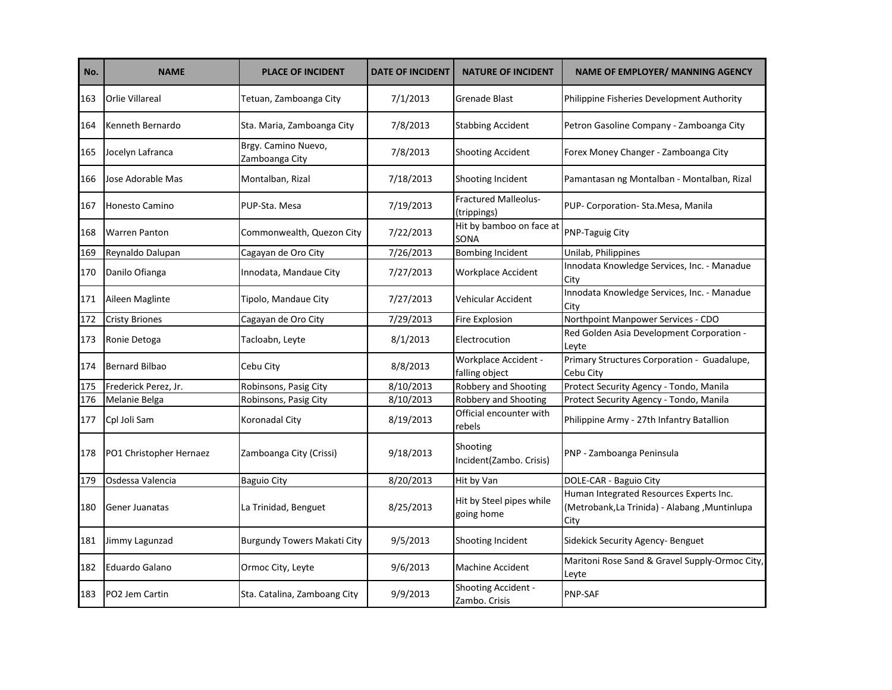| No. | NAME | PLACE OF INCIDENT | DATE OF INCIDENT | NATURE OF INCIDENT | NAME OF EMPLOYER/ MANNING AGENCY |
|---|---|---|---|---|---|
| 163 | Orlie Villareal | Tetuan, Zamboanga City | 7/1/2013 | Grenade Blast | Philippine Fisheries Development Authority |
| 164 | Kenneth Bernardo | Sta. Maria, Zamboanga City | 7/8/2013 | Stabbing Accident | Petron Gasoline Company - Zamboanga City |
| 165 | Jocelyn Lafranca | Brgy. Camino Nuevo, Zamboanga City | 7/8/2013 | Shooting Accident | Forex Money Changer - Zamboanga City |
| 166 | Jose Adorable Mas | Montalban, Rizal | 7/18/2013 | Shooting Incident | Pamantasan ng Montalban - Montalban, Rizal |
| 167 | Honesto Camino | PUP-Sta. Mesa | 7/19/2013 | Fractured Malleolus-(trippings) | PUP- Corporation- Sta.Mesa, Manila |
| 168 | Warren Panton | Commonwealth, Quezon City | 7/22/2013 | Hit by bamboo on face at SONA | PNP-Taguig City |
| 169 | Reynaldo Dalupan | Cagayan de Oro City | 7/26/2013 | Bombing Incident | Unilab, Philippines |
| 170 | Danilo Ofianga | Innodata, Mandaue City | 7/27/2013 | Workplace Accident | Innodata Knowledge Services, Inc. - Manadue City |
| 171 | Aileen Maglinte | Tipolo, Mandaue City | 7/27/2013 | Vehicular Accident | Innodata Knowledge Services, Inc. - Manadue City |
| 172 | Cristy Briones | Cagayan de Oro City | 7/29/2013 | Fire Explosion | Northpoint Manpower Services - CDO |
| 173 | Ronie Detoga | Tacloabn, Leyte | 8/1/2013 | Electrocution | Red Golden Asia Development Corporation - Leyte |
| 174 | Bernard Bilbao | Cebu City | 8/8/2013 | Workplace Accident - falling object | Primary Structures Corporation - Guadalupe, Cebu City |
| 175 | Frederick Perez, Jr. | Robinsons, Pasig City | 8/10/2013 | Robbery and Shooting | Protect Security Agency - Tondo, Manila |
| 176 | Melanie Belga | Robinsons, Pasig City | 8/10/2013 | Robbery and Shooting | Protect Security Agency - Tondo, Manila |
| 177 | Cpl Joli Sam | Koronadal City | 8/19/2013 | Official encounter with rebels | Philippine Army - 27th Infantry Batallion |
| 178 | PO1 Christopher Hernaez | Zamboanga City (Crissi) | 9/18/2013 | Shooting Incident(Zambo. Crisis) | PNP - Zamboanga Peninsula |
| 179 | Osdessa Valencia | Baguio City | 8/20/2013 | Hit by Van | DOLE-CAR - Baguio City |
| 180 | Gener Juanatas | La Trinidad, Benguet | 8/25/2013 | Hit by Steel pipes while going home | Human Integrated Resources Experts Inc. (Metrobank,La Trinida) - Alabang ,Muntinlupa City |
| 181 | Jimmy Lagunzad | Burgundy Towers Makati City | 9/5/2013 | Shooting Incident | Sidekick Security Agency- Benguet |
| 182 | Eduardo Galano | Ormoc City, Leyte | 9/6/2013 | Machine Accident | Maritoni Rose Sand & Gravel Supply-Ormoc City, Leyte |
| 183 | PO2 Jem Cartin | Sta. Catalina, Zamboang City | 9/9/2013 | Shooting Accident - Zambo. Crisis | PNP-SAF |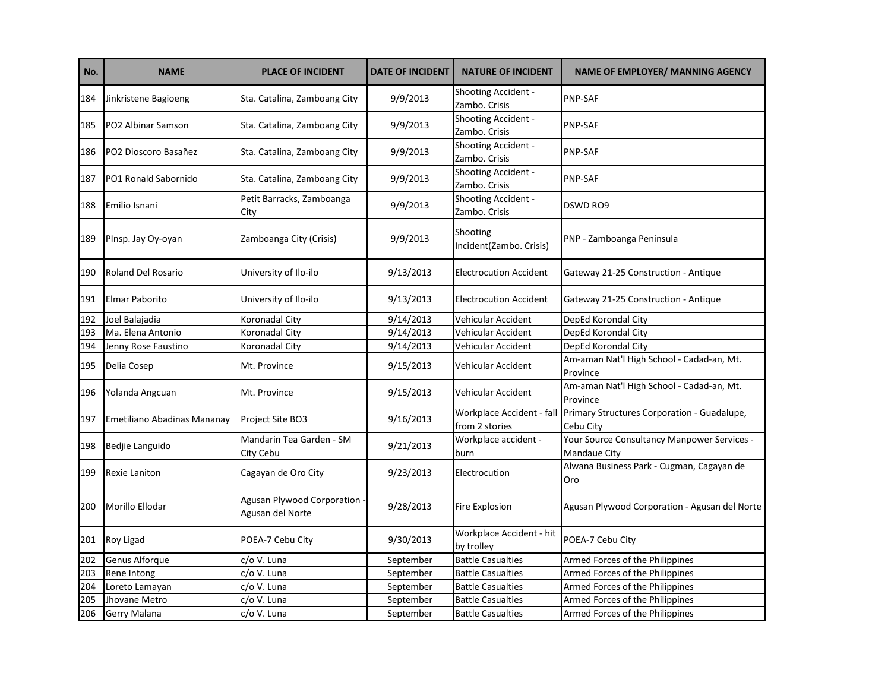| No. | NAME | PLACE OF INCIDENT | DATE OF INCIDENT | NATURE OF INCIDENT | NAME OF EMPLOYER/ MANNING AGENCY |
|---|---|---|---|---|---|
| 184 | Jinkristene Bagioeng | Sta. Catalina, Zamboang City | 9/9/2013 | Shooting Accident - Zambo. Crisis | PNP-SAF |
| 185 | PO2 Albinar Samson | Sta. Catalina, Zamboang City | 9/9/2013 | Shooting Accident - Zambo. Crisis | PNP-SAF |
| 186 | PO2 Dioscoro Basañez | Sta. Catalina, Zamboang City | 9/9/2013 | Shooting Accident - Zambo. Crisis | PNP-SAF |
| 187 | PO1 Ronald Sabornido | Sta. Catalina, Zamboang City | 9/9/2013 | Shooting Accident - Zambo. Crisis | PNP-SAF |
| 188 | Emilio Isnani | Petit Barracks, Zamboanga City | 9/9/2013 | Shooting Accident - Zambo. Crisis | DSWD RO9 |
| 189 | PInsp. Jay Oy-oyan | Zamboanga City (Crisis) | 9/9/2013 | Shooting Incident(Zambo. Crisis) | PNP - Zamboanga Peninsula |
| 190 | Roland Del Rosario | University of Ilo-ilo | 9/13/2013 | Electrocution Accident | Gateway 21-25 Construction - Antique |
| 191 | Elmar Paborito | University of Ilo-ilo | 9/13/2013 | Electrocution Accident | Gateway 21-25 Construction - Antique |
| 192 | Joel Balajadia | Koronadal City | 9/14/2013 | Vehicular Accident | DepEd Korondal City |
| 193 | Ma. Elena Antonio | Koronadal City | 9/14/2013 | Vehicular Accident | DepEd Korondal City |
| 194 | Jenny Rose Faustino | Koronadal City | 9/14/2013 | Vehicular Accident | DepEd Korondal City |
| 195 | Delia Cosep | Mt. Province | 9/15/2013 | Vehicular Accident | Am-aman Nat'l High School - Cadad-an, Mt. Province |
| 196 | Yolanda Angcuan | Mt. Province | 9/15/2013 | Vehicular Accident | Am-aman Nat'l High School - Cadad-an, Mt. Province |
| 197 | Emetiliano Abadinas Mananay | Project Site BO3 | 9/16/2013 | Workplace Accident - fall from 2 stories | Primary Structures Corporation - Guadalupe, Cebu City |
| 198 | Bedjie Languido | Mandarin Tea Garden - SM City Cebu | 9/21/2013 | Workplace accident - burn | Your Source Consultancy Manpower Services - Mandaue City |
| 199 | Rexie Laniton | Cagayan de Oro City | 9/23/2013 | Electrocution | Alwana Business Park - Cugman, Cagayan de Oro |
| 200 | Morillo Ellodar | Agusan Plywood Corporation - Agusan del Norte | 9/28/2013 | Fire Explosion | Agusan Plywood Corporation - Agusan del Norte |
| 201 | Roy Ligad | POEA-7 Cebu City | 9/30/2013 | Workplace Accident - hit by trolley | POEA-7 Cebu City |
| 202 | Genus Alforque | c/o V. Luna | September | Battle Casualties | Armed Forces of the Philippines |
| 203 | Rene Intong | c/o V. Luna | September | Battle Casualties | Armed Forces of the Philippines |
| 204 | Loreto Lamayan | c/o V. Luna | September | Battle Casualties | Armed Forces of the Philippines |
| 205 | Jhovane Metro | c/o V. Luna | September | Battle Casualties | Armed Forces of the Philippines |
| 206 | Gerry Malana | c/o V. Luna | September | Battle Casualties | Armed Forces of the Philippines |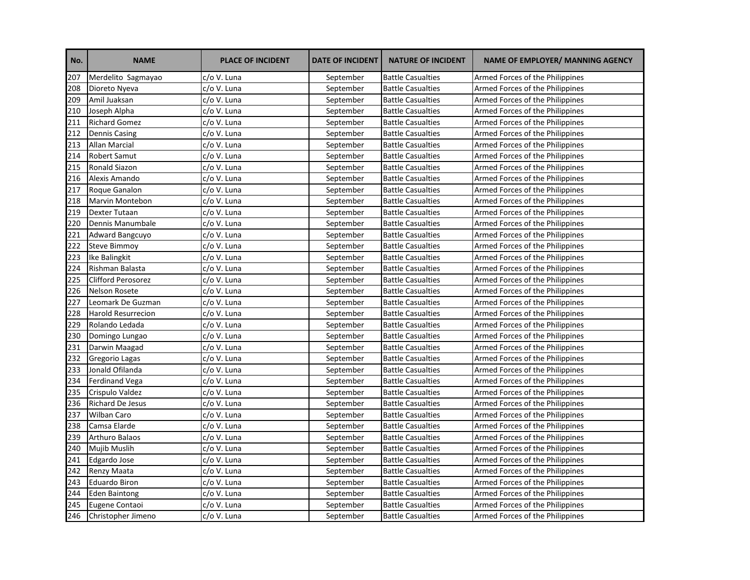| No. | NAME | PLACE OF INCIDENT | DATE OF INCIDENT | NATURE OF INCIDENT | NAME OF EMPLOYER/ MANNING AGENCY |
|---|---|---|---|---|---|
| 207 | Merdelito Sagmayao | c/o V. Luna | September | Battle Casualties | Armed Forces of the Philippines |
| 208 | Dioreto Nyeva | c/o V. Luna | September | Battle Casualties | Armed Forces of the Philippines |
| 209 | Amil Juaksan | c/o V. Luna | September | Battle Casualties | Armed Forces of the Philippines |
| 210 | Joseph Alpha | c/o V. Luna | September | Battle Casualties | Armed Forces of the Philippines |
| 211 | Richard Gomez | c/o V. Luna | September | Battle Casualties | Armed Forces of the Philippines |
| 212 | Dennis Casing | c/o V. Luna | September | Battle Casualties | Armed Forces of the Philippines |
| 213 | Allan Marcial | c/o V. Luna | September | Battle Casualties | Armed Forces of the Philippines |
| 214 | Robert Samut | c/o V. Luna | September | Battle Casualties | Armed Forces of the Philippines |
| 215 | Ronald Siazon | c/o V. Luna | September | Battle Casualties | Armed Forces of the Philippines |
| 216 | Alexis Amando | c/o V. Luna | September | Battle Casualties | Armed Forces of the Philippines |
| 217 | Roque Ganalon | c/o V. Luna | September | Battle Casualties | Armed Forces of the Philippines |
| 218 | Marvin Montebon | c/o V. Luna | September | Battle Casualties | Armed Forces of the Philippines |
| 219 | Dexter Tutaan | c/o V. Luna | September | Battle Casualties | Armed Forces of the Philippines |
| 220 | Dennis Manumbale | c/o V. Luna | September | Battle Casualties | Armed Forces of the Philippines |
| 221 | Adward Bangcuyo | c/o V. Luna | September | Battle Casualties | Armed Forces of the Philippines |
| 222 | Steve Bimmoy | c/o V. Luna | September | Battle Casualties | Armed Forces of the Philippines |
| 223 | Ike Balingkit | c/o V. Luna | September | Battle Casualties | Armed Forces of the Philippines |
| 224 | Rishman Balasta | c/o V. Luna | September | Battle Casualties | Armed Forces of the Philippines |
| 225 | Clifford Perosorez | c/o V. Luna | September | Battle Casualties | Armed Forces of the Philippines |
| 226 | Nelson Rosete | c/o V. Luna | September | Battle Casualties | Armed Forces of the Philippines |
| 227 | Leomark De Guzman | c/o V. Luna | September | Battle Casualties | Armed Forces of the Philippines |
| 228 | Harold Resurrecion | c/o V. Luna | September | Battle Casualties | Armed Forces of the Philippines |
| 229 | Rolando Ledada | c/o V. Luna | September | Battle Casualties | Armed Forces of the Philippines |
| 230 | Domingo Lungao | c/o V. Luna | September | Battle Casualties | Armed Forces of the Philippines |
| 231 | Darwin Maagad | c/o V. Luna | September | Battle Casualties | Armed Forces of the Philippines |
| 232 | Gregorio Lagas | c/o V. Luna | September | Battle Casualties | Armed Forces of the Philippines |
| 233 | Jonald Ofilanda | c/o V. Luna | September | Battle Casualties | Armed Forces of the Philippines |
| 234 | Ferdinand Vega | c/o V. Luna | September | Battle Casualties | Armed Forces of the Philippines |
| 235 | Crispulo Valdez | c/o V. Luna | September | Battle Casualties | Armed Forces of the Philippines |
| 236 | Richard De Jesus | c/o V. Luna | September | Battle Casualties | Armed Forces of the Philippines |
| 237 | Wilban Caro | c/o V. Luna | September | Battle Casualties | Armed Forces of the Philippines |
| 238 | Camsa Elarde | c/o V. Luna | September | Battle Casualties | Armed Forces of the Philippines |
| 239 | Arthuro Balaos | c/o V. Luna | September | Battle Casualties | Armed Forces of the Philippines |
| 240 | Mujib Muslih | c/o V. Luna | September | Battle Casualties | Armed Forces of the Philippines |
| 241 | Edgardo Jose | c/o V. Luna | September | Battle Casualties | Armed Forces of the Philippines |
| 242 | Renzy Maata | c/o V. Luna | September | Battle Casualties | Armed Forces of the Philippines |
| 243 | Eduardo Biron | c/o V. Luna | September | Battle Casualties | Armed Forces of the Philippines |
| 244 | Eden Baintong | c/o V. Luna | September | Battle Casualties | Armed Forces of the Philippines |
| 245 | Eugene Contaoi | c/o V. Luna | September | Battle Casualties | Armed Forces of the Philippines |
| 246 | Christopher Jimeno | c/o V. Luna | September | Battle Casualties | Armed Forces of the Philippines |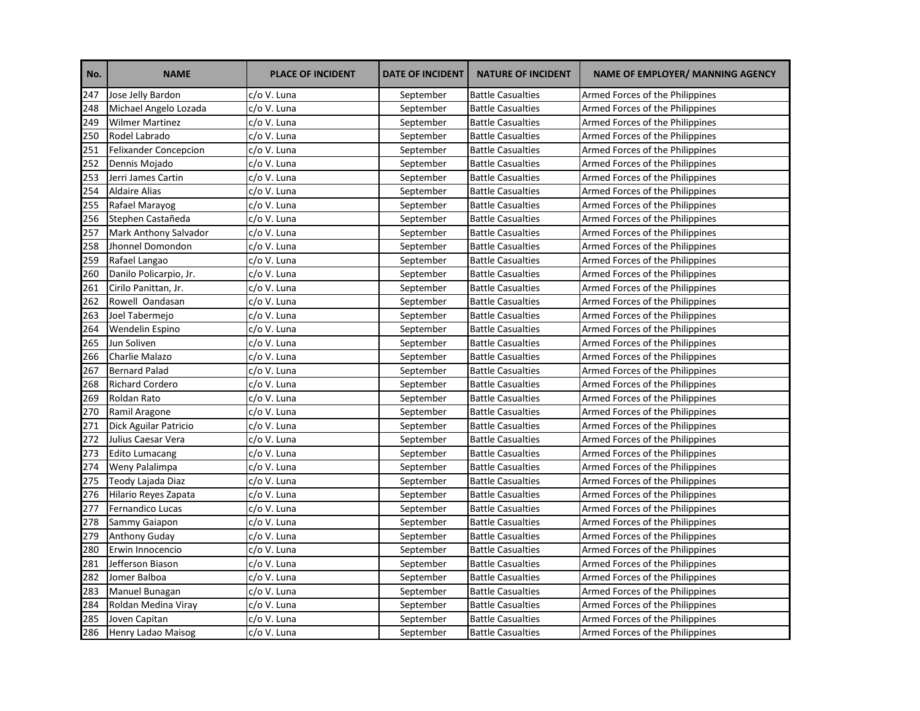| No. | NAME | PLACE OF INCIDENT | DATE OF INCIDENT | NATURE OF INCIDENT | NAME OF EMPLOYER/ MANNING AGENCY |
|---|---|---|---|---|---|
| 247 | Jose Jelly Bardon | c/o V. Luna | September | Battle Casualties | Armed Forces of the Philippines |
| 248 | Michael Angelo Lozada | c/o V. Luna | September | Battle Casualties | Armed Forces of the Philippines |
| 249 | Wilmer Martinez | c/o V. Luna | September | Battle Casualties | Armed Forces of the Philippines |
| 250 | Rodel Labrado | c/o V. Luna | September | Battle Casualties | Armed Forces of the Philippines |
| 251 | Felixander Concepcion | c/o V. Luna | September | Battle Casualties | Armed Forces of the Philippines |
| 252 | Dennis Mojado | c/o V. Luna | September | Battle Casualties | Armed Forces of the Philippines |
| 253 | Jerri James Cartin | c/o V. Luna | September | Battle Casualties | Armed Forces of the Philippines |
| 254 | Aldaire Alias | c/o V. Luna | September | Battle Casualties | Armed Forces of the Philippines |
| 255 | Rafael Marayog | c/o V. Luna | September | Battle Casualties | Armed Forces of the Philippines |
| 256 | Stephen Castañeda | c/o V. Luna | September | Battle Casualties | Armed Forces of the Philippines |
| 257 | Mark Anthony Salvador | c/o V. Luna | September | Battle Casualties | Armed Forces of the Philippines |
| 258 | Jhonnel Domondon | c/o V. Luna | September | Battle Casualties | Armed Forces of the Philippines |
| 259 | Rafael Langao | c/o V. Luna | September | Battle Casualties | Armed Forces of the Philippines |
| 260 | Danilo Policarpio, Jr. | c/o V. Luna | September | Battle Casualties | Armed Forces of the Philippines |
| 261 | Cirilo Panittan, Jr. | c/o V. Luna | September | Battle Casualties | Armed Forces of the Philippines |
| 262 | Rowell Oandasan | c/o V. Luna | September | Battle Casualties | Armed Forces of the Philippines |
| 263 | Joel Tabermejo | c/o V. Luna | September | Battle Casualties | Armed Forces of the Philippines |
| 264 | Wendelin Espino | c/o V. Luna | September | Battle Casualties | Armed Forces of the Philippines |
| 265 | Jun Soliven | c/o V. Luna | September | Battle Casualties | Armed Forces of the Philippines |
| 266 | Charlie Malazo | c/o V. Luna | September | Battle Casualties | Armed Forces of the Philippines |
| 267 | Bernard Palad | c/o V. Luna | September | Battle Casualties | Armed Forces of the Philippines |
| 268 | Richard Cordero | c/o V. Luna | September | Battle Casualties | Armed Forces of the Philippines |
| 269 | Roldan Rato | c/o V. Luna | September | Battle Casualties | Armed Forces of the Philippines |
| 270 | Ramil Aragone | c/o V. Luna | September | Battle Casualties | Armed Forces of the Philippines |
| 271 | Dick Aguilar Patricio | c/o V. Luna | September | Battle Casualties | Armed Forces of the Philippines |
| 272 | Julius Caesar Vera | c/o V. Luna | September | Battle Casualties | Armed Forces of the Philippines |
| 273 | Edito Lumacang | c/o V. Luna | September | Battle Casualties | Armed Forces of the Philippines |
| 274 | Weny Palalimpa | c/o V. Luna | September | Battle Casualties | Armed Forces of the Philippines |
| 275 | Teody Lajada Diaz | c/o V. Luna | September | Battle Casualties | Armed Forces of the Philippines |
| 276 | Hilario Reyes Zapata | c/o V. Luna | September | Battle Casualties | Armed Forces of the Philippines |
| 277 | Fernandico Lucas | c/o V. Luna | September | Battle Casualties | Armed Forces of the Philippines |
| 278 | Sammy Gaiapon | c/o V. Luna | September | Battle Casualties | Armed Forces of the Philippines |
| 279 | Anthony Guday | c/o V. Luna | September | Battle Casualties | Armed Forces of the Philippines |
| 280 | Erwin Innocencio | c/o V. Luna | September | Battle Casualties | Armed Forces of the Philippines |
| 281 | Jefferson Biason | c/o V. Luna | September | Battle Casualties | Armed Forces of the Philippines |
| 282 | Jomer Balboa | c/o V. Luna | September | Battle Casualties | Armed Forces of the Philippines |
| 283 | Manuel Bunagan | c/o V. Luna | September | Battle Casualties | Armed Forces of the Philippines |
| 284 | Roldan Medina Viray | c/o V. Luna | September | Battle Casualties | Armed Forces of the Philippines |
| 285 | Joven Capitan | c/o V. Luna | September | Battle Casualties | Armed Forces of the Philippines |
| 286 | Henry Ladao Maisog | c/o V. Luna | September | Battle Casualties | Armed Forces of the Philippines |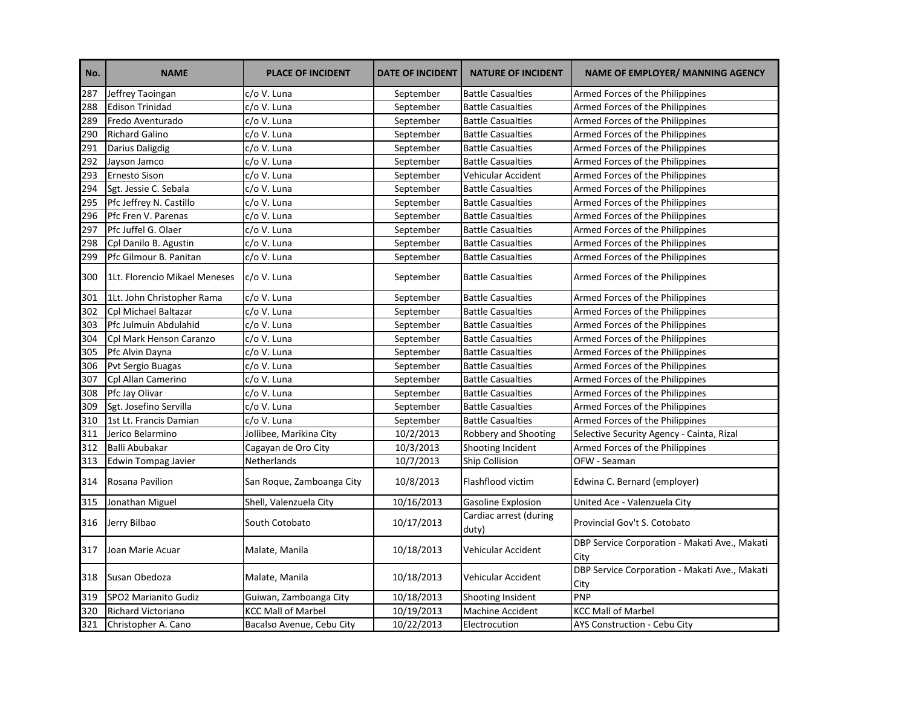| No. | NAME | PLACE OF INCIDENT | DATE OF INCIDENT | NATURE OF INCIDENT | NAME OF EMPLOYER/ MANNING AGENCY |
|---|---|---|---|---|---|
| 287 | Jeffrey Taoingan | c/o V. Luna | September | Battle Casualties | Armed Forces of the Philippines |
| 288 | Edison Trinidad | c/o V. Luna | September | Battle Casualties | Armed Forces of the Philippines |
| 289 | Fredo Aventurado | c/o V. Luna | September | Battle Casualties | Armed Forces of the Philippines |
| 290 | Richard Galino | c/o V. Luna | September | Battle Casualties | Armed Forces of the Philippines |
| 291 | Darius Daligdig | c/o V. Luna | September | Battle Casualties | Armed Forces of the Philippines |
| 292 | Jayson Jamco | c/o V. Luna | September | Battle Casualties | Armed Forces of the Philippines |
| 293 | Ernesto Sison | c/o V. Luna | September | Vehicular Accident | Armed Forces of the Philippines |
| 294 | Sgt. Jessie C. Sebala | c/o V. Luna | September | Battle Casualties | Armed Forces of the Philippines |
| 295 | Pfc Jeffrey N. Castillo | c/o V. Luna | September | Battle Casualties | Armed Forces of the Philippines |
| 296 | Pfc Fren V. Parenas | c/o V. Luna | September | Battle Casualties | Armed Forces of the Philippines |
| 297 | Pfc Juffel G. Olaer | c/o V. Luna | September | Battle Casualties | Armed Forces of the Philippines |
| 298 | Cpl Danilo B. Agustin | c/o V. Luna | September | Battle Casualties | Armed Forces of the Philippines |
| 299 | Pfc Gilmour B. Panitan | c/o V. Luna | September | Battle Casualties | Armed Forces of the Philippines |
| 300 | 1Lt. Florencio Mikael Meneses | c/o V. Luna | September | Battle Casualties | Armed Forces of the Philippines |
| 301 | 1Lt. John Christopher Rama | c/o V. Luna | September | Battle Casualties | Armed Forces of the Philippines |
| 302 | Cpl Michael Baltazar | c/o V. Luna | September | Battle Casualties | Armed Forces of the Philippines |
| 303 | Pfc Julmuin Abdulahid | c/o V. Luna | September | Battle Casualties | Armed Forces of the Philippines |
| 304 | Cpl Mark Henson Caranzo | c/o V. Luna | September | Battle Casualties | Armed Forces of the Philippines |
| 305 | Pfc Alvin Dayna | c/o V. Luna | September | Battle Casualties | Armed Forces of the Philippines |
| 306 | Pvt Sergio Buagas | c/o V. Luna | September | Battle Casualties | Armed Forces of the Philippines |
| 307 | Cpl Allan Camerino | c/o V. Luna | September | Battle Casualties | Armed Forces of the Philippines |
| 308 | Pfc Jay Olivar | c/o V. Luna | September | Battle Casualties | Armed Forces of the Philippines |
| 309 | Sgt. Josefino Servilla | c/o V. Luna | September | Battle Casualties | Armed Forces of the Philippines |
| 310 | 1st Lt. Francis Damian | c/o V. Luna | September | Battle Casualties | Armed Forces of the Philippines |
| 311 | Jerico Belarmino | Jollibee, Marikina City | 10/2/2013 | Robbery and Shooting | Selective Security Agency - Cainta, Rizal |
| 312 | Balli Abubakar | Cagayan de Oro City | 10/3/2013 | Shooting Incident | Armed Forces of the Philippines |
| 313 | Edwin Tompag Javier | Netherlands | 10/7/2013 | Ship Collision | OFW - Seaman |
| 314 | Rosana Pavilion | San Roque, Zamboanga City | 10/8/2013 | Flashflood victim | Edwina C. Bernard (employer) |
| 315 | Jonathan Miguel | Shell, Valenzuela City | 10/16/2013 | Gasoline Explosion | United Ace - Valenzuela City |
| 316 | Jerry Bilbao | South Cotobato | 10/17/2013 | Cardiac arrest (during duty) | Provincial Gov't S. Cotobato |
| 317 | Joan Marie Acuar | Malate, Manila | 10/18/2013 | Vehicular Accident | DBP Service Corporation - Makati Ave., Makati City |
| 318 | Susan Obedoza | Malate, Manila | 10/18/2013 | Vehicular Accident | DBP Service Corporation - Makati Ave., Makati City |
| 319 | SPO2 Marianito Gudiz | Guiwan, Zamboanga City | 10/18/2013 | Shooting Insident | PNP |
| 320 | Richard Victoriano | KCC Mall of Marbel | 10/19/2013 | Machine Accident | KCC Mall of Marbel |
| 321 | Christopher A. Cano | Bacalso Avenue, Cebu City | 10/22/2013 | Electrocution | AYS Construction - Cebu City |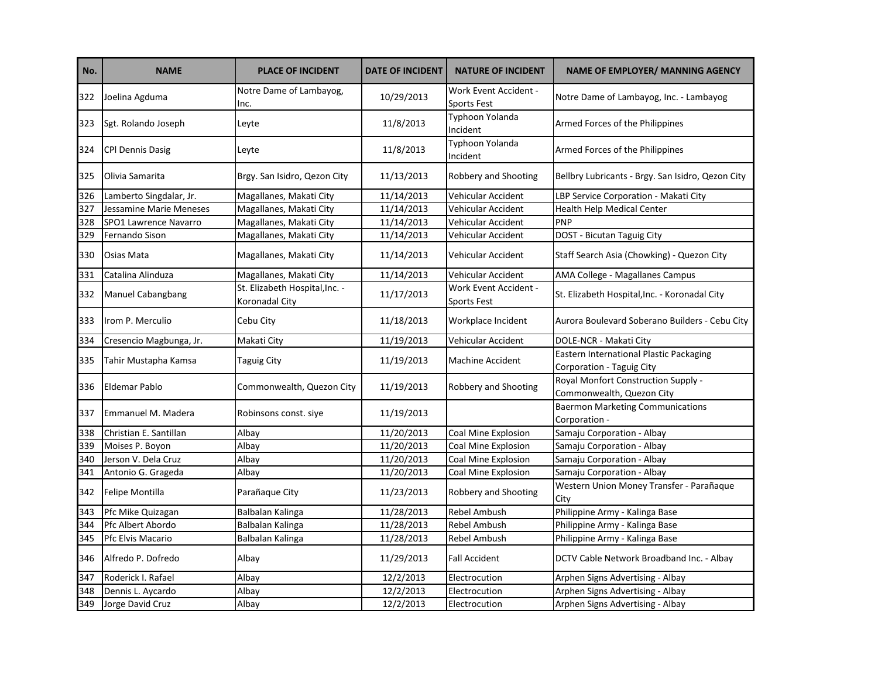| No. | NAME | PLACE OF INCIDENT | DATE OF INCIDENT | NATURE OF INCIDENT | NAME OF EMPLOYER/ MANNING AGENCY |
|---|---|---|---|---|---|
| 322 | Joelina Agduma | Notre Dame of Lambayog, Inc. | 10/29/2013 | Work Event Accident - Sports Fest | Notre Dame of Lambayog, Inc. - Lambayog |
| 323 | Sgt. Rolando Joseph | Leyte | 11/8/2013 | Typhoon Yolanda Incident | Armed Forces of the Philippines |
| 324 | CPl Dennis Dasig | Leyte | 11/8/2013 | Typhoon Yolanda Incident | Armed Forces of the Philippines |
| 325 | Olivia Samarita | Brgy. San Isidro, Qezon City | 11/13/2013 | Robbery and Shooting | Bellbry Lubricants - Brgy. San Isidro, Qezon City |
| 326 | Lamberto Singdalar, Jr. | Magallanes, Makati City | 11/14/2013 | Vehicular Accident | LBP Service Corporation - Makati City |
| 327 | Jessamine Marie Meneses | Magallanes, Makati City | 11/14/2013 | Vehicular Accident | Health Help Medical Center |
| 328 | SPO1 Lawrence Navarro | Magallanes, Makati City | 11/14/2013 | Vehicular Accident | PNP |
| 329 | Fernando Sison | Magallanes, Makati City | 11/14/2013 | Vehicular Accident | DOST - Bicutan Taguig City |
| 330 | Osias Mata | Magallanes, Makati City | 11/14/2013 | Vehicular Accident | Staff Search Asia (Chowking) - Quezon City |
| 331 | Catalina Alinduza | Magallanes, Makati City | 11/14/2013 | Vehicular Accident | AMA College - Magallanes Campus |
| 332 | Manuel Cabangbang | St. Elizabeth Hospital,Inc. - Koronadal City | 11/17/2013 | Work Event Accident - Sports Fest | St. Elizabeth Hospital,Inc. - Koronadal City |
| 333 | Irom P. Merculio | Cebu City | 11/18/2013 | Workplace Incident | Aurora Boulevard Soberano Builders - Cebu City |
| 334 | Cresencio Magbunga, Jr. | Makati City | 11/19/2013 | Vehicular Accident | DOLE-NCR - Makati City |
| 335 | Tahir Mustapha Kamsa | Taguig City | 11/19/2013 | Machine Accident | Eastern International Plastic Packaging Corporation - Taguig City |
| 336 | Eldemar Pablo | Commonwealth, Quezon City | 11/19/2013 | Robbery and Shooting | Royal Monfort Construction Supply - Commonwealth, Quezon City |
| 337 | Emmanuel M. Madera | Robinsons const. siye | 11/19/2013 | | Baermon Marketing Communications Corporation - |
| 338 | Christian E. Santillan | Albay | 11/20/2013 | Coal Mine Explosion | Samaju Corporation - Albay |
| 339 | Moises P. Boyon | Albay | 11/20/2013 | Coal Mine Explosion | Samaju Corporation - Albay |
| 340 | Jerson V. Dela Cruz | Albay | 11/20/2013 | Coal Mine Explosion | Samaju Corporation - Albay |
| 341 | Antonio G. Grageda | Albay | 11/20/2013 | Coal Mine Explosion | Samaju Corporation - Albay |
| 342 | Felipe Montilla | Parañaque City | 11/23/2013 | Robbery and Shooting | Western Union Money Transfer - Parañaque City |
| 343 | Pfc Mike Quizagan | Balbalan Kalinga | 11/28/2013 | Rebel Ambush | Philippine Army - Kalinga Base |
| 344 | Pfc Albert Abordo | Balbalan Kalinga | 11/28/2013 | Rebel Ambush | Philippine Army - Kalinga Base |
| 345 | Pfc Elvis Macario | Balbalan Kalinga | 11/28/2013 | Rebel Ambush | Philippine Army - Kalinga Base |
| 346 | Alfredo P. Dofredo | Albay | 11/29/2013 | Fall Accident | DCTV Cable Network Broadband Inc. - Albay |
| 347 | Roderick I. Rafael | Albay | 12/2/2013 | Electrocution | Arphen Signs Advertising - Albay |
| 348 | Dennis L. Aycardo | Albay | 12/2/2013 | Electrocution | Arphen Signs Advertising - Albay |
| 349 | Jorge David Cruz | Albay | 12/2/2013 | Electrocution | Arphen Signs Advertising - Albay |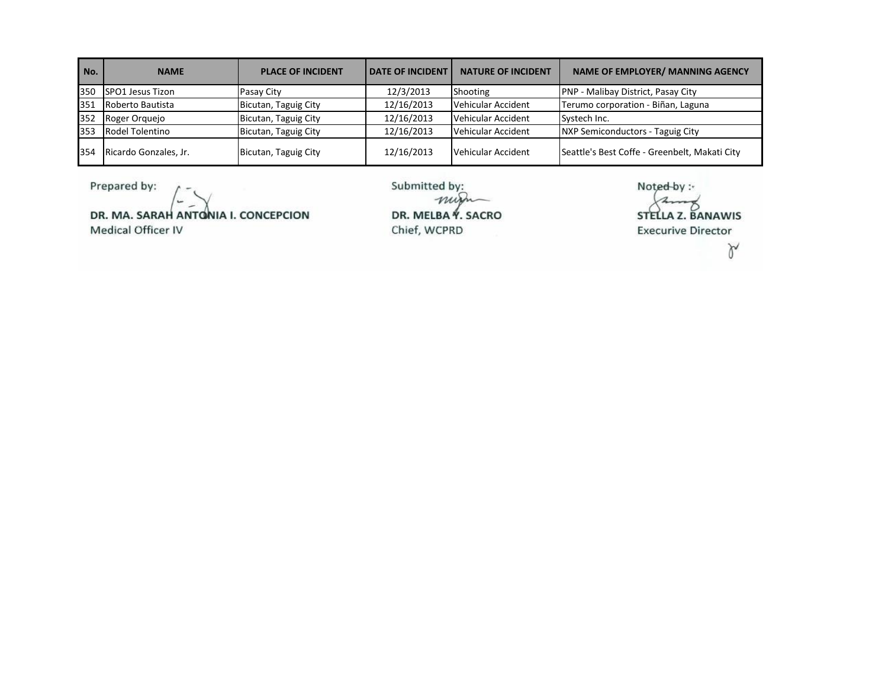| No. | NAME | PLACE OF INCIDENT | DATE OF INCIDENT | NATURE OF INCIDENT | NAME OF EMPLOYER/ MANNING AGENCY |
|---|---|---|---|---|---|
| 350 | SPO1 Jesus Tizon | Pasay City | 12/3/2013 | Shooting | PNP - Malibay District, Pasay City |
| 351 | Roberto Bautista | Bicutan, Taguig City | 12/16/2013 | Vehicular Accident | Terumo corporation - Biñan, Laguna |
| 352 | Roger Orquejo | Bicutan, Taguig City | 12/16/2013 | Vehicular Accident | Systech Inc. |
| 353 | Rodel Tolentino | Bicutan, Taguig City | 12/16/2013 | Vehicular Accident | NXP Semiconductors - Taguig City |
| 354 | Ricardo Gonzales, Jr. | Bicutan, Taguig City | 12/16/2013 | Vehicular Accident | Seattle's Best Coffe - Greenbelt, Makati City |

Prepared by:

**DR. MA. SARAH ANTONIA I. CONCEPCION**
Medical Officer IV

Submitted by:

**DR. MELBA Y. SACRO**
Chief, WCPRD

Noted by :

**STELLA Z. BANAWIS**
Execurive Director